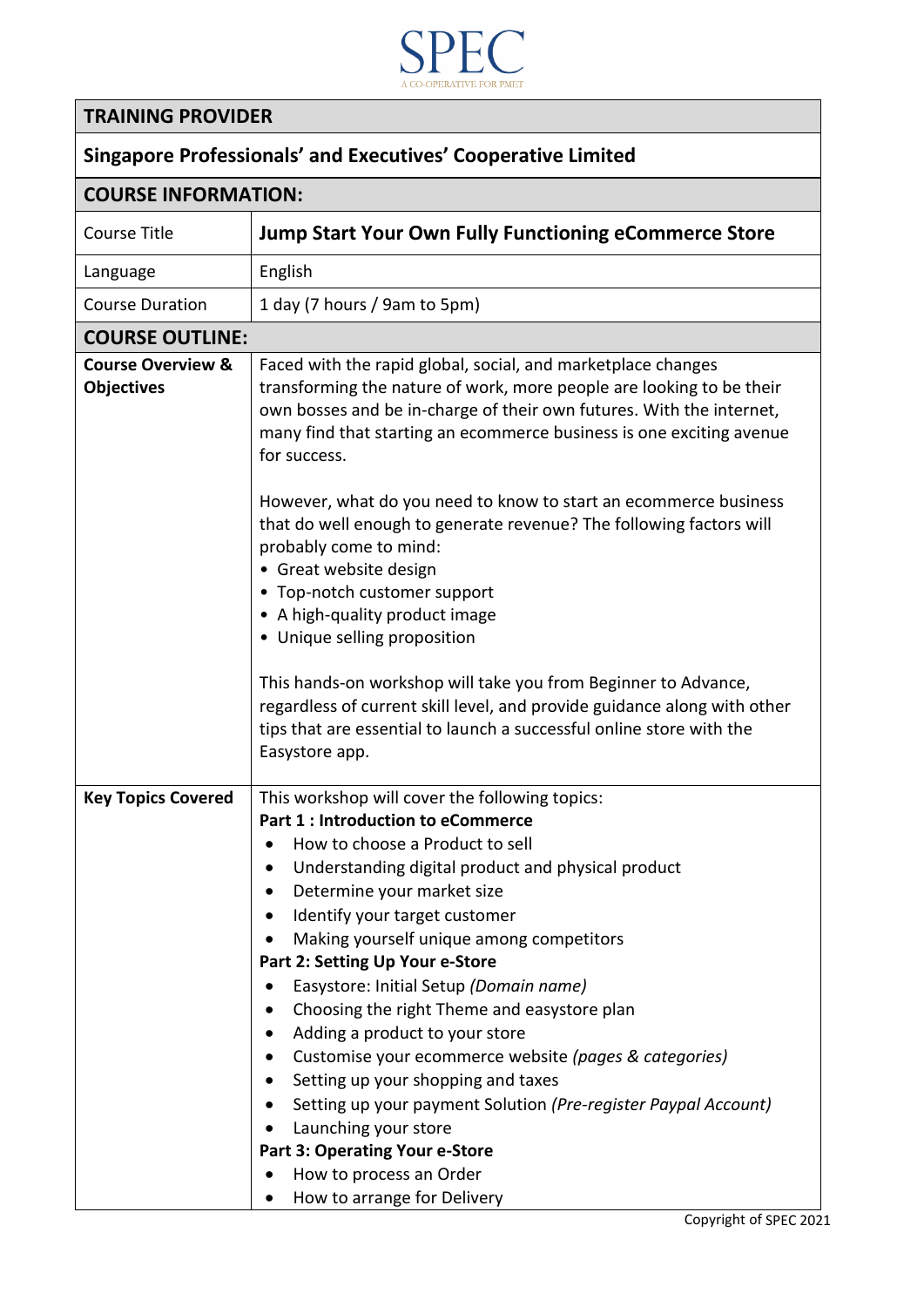SPEC

A CO-OPERATIVE FOR PMET

| TRAINING PROVIDER | |
|---|---|
| **Singapore Professionals' and Executives' Cooperative Limited** | |
| **COURSE INFORMATION:** | |
| Course Title | **Jump Start Your Own Fully Functioning eCommerce Store** |
| Language | English |
| Course Duration | 1 day (7 hours / 9am to 5pm) |
| **COURSE OUTLINE:** | |
| **Course Overview & Objectives** | Faced with the rapid global, social, and marketplace changes transforming the nature of work, more people are looking to be their own bosses and be in-charge of their own futures. With the internet, many find that starting an ecommerce business is one exciting avenue for success.<br><br>However, what do you need to know to start an ecommerce business that do well enough to generate revenue? The following factors will probably come to mind:<br>• Great website design<br>• Top-notch customer support<br>• A high-quality product image<br>• Unique selling proposition<br><br>This hands-on workshop will take you from Beginner to Advance, regardless of current skill level, and provide guidance along with other tips that are essential to launch a successful online store with the Easystore app. |
| **Key Topics Covered** | This workshop will cover the following topics:<br>**Part 1 : Introduction to eCommerce**<br>• How to choose a Product to sell<br>• Understanding digital product and physical product<br>• Determine your market size<br>• Identify your target customer<br>• Making yourself unique among competitors<br>**Part 2: Setting Up Your e-Store**<br>• Easystore: Initial Setup *(Domain name)*<br>• Choosing the right Theme and easystore plan<br>• Adding a product to your store<br>• Customise your ecommerce website *(pages & categories)*<br>• Setting up your shopping and taxes<br>• Setting up your payment Solution *(Pre-register Paypal Account)*<br>• Launching your store<br>**Part 3: Operating Your e-Store**<br>• How to process an Order<br>• How to arrange for Delivery |

Copyright of SPEC 2021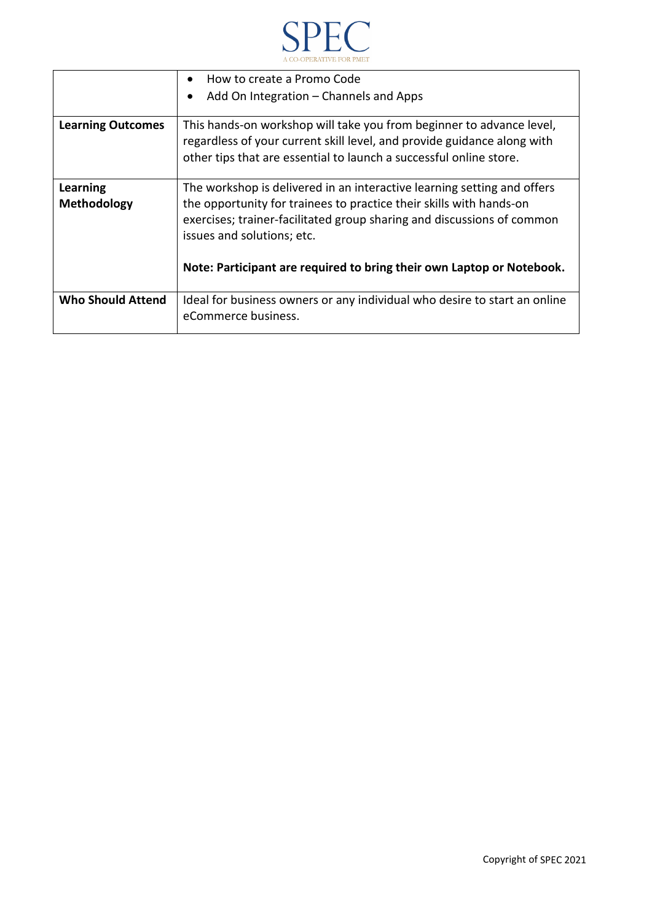| | |
|---|---|
| | • How to create a Promo Code<br>• Add On Integration – Channels and Apps |
| **Learning Outcomes** | This hands-on workshop will take you from beginner to advance level, regardless of your current skill level, and provide guidance along with other tips that are essential to launch a successful online store. |
| **Learning Methodology** | The workshop is delivered in an interactive learning setting and offers the opportunity for trainees to practice their skills with hands-on exercises; trainer-facilitated group sharing and discussions of common issues and solutions; etc.<br><br>**Note: Participant are required to bring their own Laptop or Notebook.** |
| **Who Should Attend** | Ideal for business owners or any individual who desire to start an online eCommerce business. |

Copyright of SPEC 2021